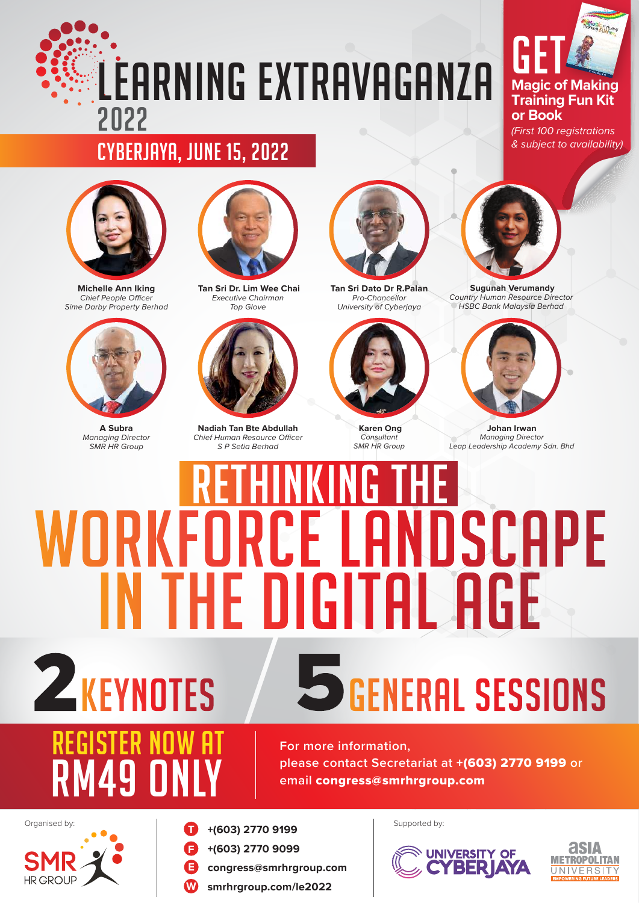# LEARNING EXTRAVAGANZA 2022

## CYBERJAYA, JUNE 15, 2022

**GET Magic of Making Training Fun Kit or Book**

*(First 100 registrations & subject to availability)*

**Michelle Ann Iking**
*Chief People Officer*
*Sime Darby Property Berhad*

**Tan Sri Dr. Lim Wee Chai**
*Executive Chairman*
*Top Glove*

**Tan Sri Dato Dr R.Palan**
*Pro-Chancellor*
*University of Cyberjaya*

**Sugunah Verumandy**
*Country Human Resource Director*
*HSBC Bank Malaysia Berhad*

**A Subra**
*Managing Director*
*SMR HR Group*

**Nadiah Tan Bte Abdullah**
*Chief Human Resource Officer*
*S P Setia Berhad*

**Karen Ong**
*Consultant*
*SMR HR Group*

**Johan Irwan**
*Managing Director*
*Leap Leadership Academy Sdn. Bhd*

# RETHINKING THE WORKFORCE LANDSCAPE IN THE DIGITAL AGE

**2 KEYNOTES** / **5 GENERAL SESSIONS**

## REGISTER NOW AT RM49 ONLY

For more information, please contact Secretariat at **+(603) 2770 9199** or email **congress@smrhrgroup.com**

Organised by: SMR HR GROUP

- T +(603) 2770 9199
- F +(603) 2770 9099
- E congress@smrhrgroup.com
- W smrhrgroup.com/le2022

Supported by: UNIVERSITY OF CYBERJAYA, ASIA METROPOLITAN UNIVERSITY — EMPOWERING FUTURE LEADERS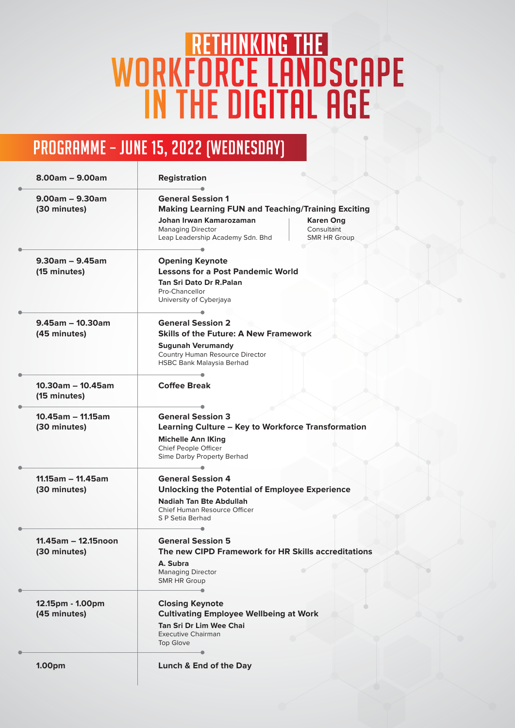# RETHINKING THE WORKFORCE LANDSCAPE IN THE DIGITAL AGE

## PROGRAMME – JUNE 15, 2022 (WEDNESDAY)

| | |
|---|---|
| **8.00am – 9.00am** | **Registration** |
| **9.00am – 9.30am (30 minutes)** | **General Session 1**<br>**Making Learning FUN and Teaching/Training Exciting**<br>**Johan Irwan Kamarozaman**<br>Managing Director<br>Leap Leadership Academy Sdn. Bhd<br>**Karen Ong**<br>Consultant<br>SMR HR Group |
| **9.30am – 9.45am (15 minutes)** | **Opening Keynote**<br>**Lessons for a Post Pandemic World**<br>**Tan Sri Dato Dr R.Palan**<br>Pro-Chancellor<br>University of Cyberjaya |
| **9.45am – 10.30am (45 minutes)** | **General Session 2**<br>**Skills of the Future: A New Framework**<br>**Sugunah Verumandy**<br>Country Human Resource Director<br>HSBC Bank Malaysia Berhad |
| **10.30am – 10.45am (15 minutes)** | **Coffee Break** |
| **10.45am – 11.15am (30 minutes)** | **General Session 3**<br>**Learning Culture – Key to Workforce Transformation**<br>**Michelle Ann IKing**<br>Chief People Officer<br>Sime Darby Property Berhad |
| **11.15am – 11.45am (30 minutes)** | **General Session 4**<br>**Unlocking the Potential of Employee Experience**<br>**Nadiah Tan Bte Abdullah**<br>Chief Human Resource Officer<br>S P Setia Berhad |
| **11.45am – 12.15noon (30 minutes)** | **General Session 5**<br>**The new CIPD Framework for HR Skills accreditations**<br>**A. Subra**<br>Managing Director<br>SMR HR Group |
| **12.15pm - 1.00pm (45 minutes)** | **Closing Keynote**<br>**Cultivating Employee Wellbeing at Work**<br>**Tan Sri Dr Lim Wee Chai**<br>Executive Chairman<br>Top Glove |
| **1.00pm** | **Lunch & End of the Day** |